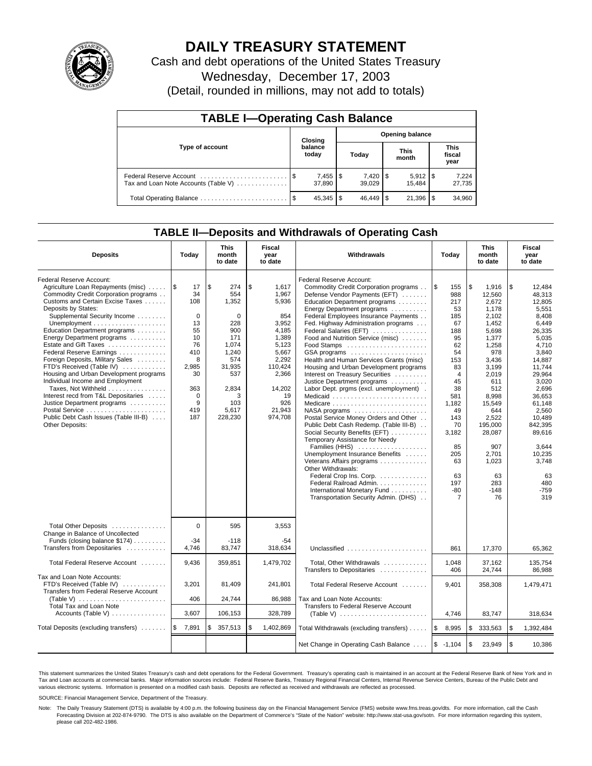# DAILY TREASURY STATEMENT

Cash and debt operations of the United States Treasury

Wednesday, December 17, 2003

(Detail, rounded in millions, may not add to totals)

## TABLE I—Operating Cash Balance

| Type of account | Closing balance today | Opening balance Today | Opening balance This month | Opening balance This fiscal year |
|---|---|---|---|---|
| Federal Reserve Account | $ 7,455 | $ 7,420 | $ 5,912 | $ 7,224 |
| Tax and Loan Note Accounts (Table V) | 37,890 | 39,029 | 15,484 | 27,735 |
| Total Operating Balance | $ 45,345 | $ 46,449 | $ 21,396 | $ 34,960 |

## TABLE II—Deposits and Withdrawals of Operating Cash

| Deposits | Today | This month to date | Fiscal year to date | Withdrawals | Today | This month to date | Fiscal year to date |
|---|---|---|---|---|---|---|---|
| Federal Reserve Account: | | | | Federal Reserve Account: | | | |
| Agriculture Loan Repayments (misc) | $ 17 | $ 274 | $ 1,617 | Commodity Credit Corporation programs | $ 155 | $ 1,916 | $ 12,484 |
| Commodity Credit Corporation programs | 34 | 554 | 1,967 | Defense Vendor Payments (EFT) | 988 | 12,560 | 48,313 |
| Customs and Certain Excise Taxes | 108 | 1,352 | 5,936 | Education Department programs | 217 | 2,672 | 12,805 |
| Deposits by States: | | | | Energy Department programs | 53 | 1,178 | 5,551 |
| Supplemental Security Income | 0 | 0 | 854 | Federal Employees Insurance Payments | 185 | 2,102 | 8,408 |
| Unemployment | 13 | 228 | 3,952 | Fed. Highway Administration programs | 67 | 1,452 | 6,449 |
| Education Department programs | 55 | 900 | 4,185 | Federal Salaries (EFT) | 188 | 5,698 | 26,335 |
| Energy Department programs | 10 | 171 | 1,389 | Food and Nutrition Service (misc) | 95 | 1,377 | 5,035 |
| Estate and Gift Taxes | 76 | 1,074 | 5,123 | Food Stamps | 62 | 1,258 | 4,710 |
| Federal Reserve Earnings | 410 | 1,240 | 5,667 | GSA programs | 54 | 978 | 3,840 |
| Foreign Deposits, Military Sales | 8 | 574 | 2,292 | Health and Human Services Grants (misc) | 153 | 3,436 | 14,887 |
| FTD's Received (Table IV) | 2,985 | 31,935 | 110,424 | Housing and Urban Development programs | 83 | 3,199 | 11,744 |
| Housing and Urban Development programs | 30 | 537 | 2,366 | Interest on Treasury Securities | 4 | 2,019 | 29,964 |
| Individual Income and Employment | | | | Justice Department programs | 45 | 611 | 3,020 |
| Taxes, Not Withheld | 363 | 2,834 | 14,202 | Labor Dept. prgms (excl. unemployment) | 38 | 512 | 2,696 |
| Interest recd from T&L Depositaries | 0 | 3 | 19 | Medicaid | 581 | 8,998 | 36,653 |
| Justice Department programs | 9 | 103 | 926 | Medicare | 1,182 | 15,549 | 61,148 |
| Postal Service | 419 | 5,617 | 21,943 | NASA programs | 49 | 644 | 2,560 |
| Public Debt Cash Issues (Table III-B) | 187 | 228,230 | 974,708 | Postal Service Money Orders and Other | 143 | 2,522 | 10,489 |
| Other Deposits: | | | | Public Debt Cash Redemp. (Table III-B) | 70 | 195,000 | 842,395 |
| | | | | Social Security Benefits (EFT) | 3,182 | 28,087 | 89,616 |
| | | | | Temporary Assistance for Needy Families (HHS) | 85 | 907 | 3,644 |
| | | | | Unemployment Insurance Benefits | 205 | 2,701 | 10,235 |
| | | | | Veterans Affairs programs | 63 | 1,023 | 3,748 |
| | | | | Other Withdrawals: | | | |
| | | | | Federal Crop Ins. Corp. | 63 | 63 | 63 |
| | | | | Federal Railroad Admin. | 197 | 283 | 480 |
| | | | | International Monetary Fund | -80 | -148 | -759 |
| | | | | Transportation Security Admin. (DHS) | 7 | 76 | 319 |
| Total Other Deposits | 0 | 595 | 3,553 | | | | |
| Change in Balance of Uncollected Funds (closing balance $174) | -34 | -118 | -54 | | | | |
| Transfers from Depositaries | 4,746 | 83,747 | 318,634 | Unclassified | 861 | 17,370 | 65,362 |
| Total Federal Reserve Account | 9,436 | 359,851 | 1,479,702 | Total, Other Withdrawals | 1,048 | 37,162 | 135,754 |
| | | | | Transfers to Depositaries | 406 | 24,744 | 86,988 |
| Tax and Loan Note Accounts: | | | | | | | |
| FTD's Received (Table IV) | 3,201 | 81,409 | 241,801 | Total Federal Reserve Account | 9,401 | 358,308 | 1,479,471 |
| Transfers from Federal Reserve Account (Table V) | 406 | 24,744 | 86,988 | Tax and Loan Note Accounts: | | | |
| Total Tax and Loan Note Accounts (Table V) | 3,607 | 106,153 | 328,789 | Transfers to Federal Reserve Account (Table V) | 4,746 | 83,747 | 318,634 |
| Total Deposits (excluding transfers) | $ 7,891 | $ 357,513 | $ 1,402,869 | Total Withdrawals (excluding transfers) | $ 8,995 | $ 333,563 | $ 1,392,484 |
| | | | | Net Change in Operating Cash Balance | $ -1,104 | $ 23,949 | $ 10,386 |

This statement summarizes the United States Treasury's cash and debt operations for the Federal Government. Treasury's operating cash is maintained in an account at the Federal Reserve Bank of New York and in Tax and Loan accounts at commercial banks. Major information sources include: Federal Reserve Banks, Treasury Regional Financial Centers, Internal Revenue Service Centers, Bureau of the Public Debt and various electronic systems. Information is presented on a modified cash basis. Deposits are reflected as received and withdrawals are reflected as processed.

SOURCE: Financial Management Service, Department of the Treasury.

Note: The Daily Treasury Statement (DTS) is available by 4:00 p.m. the following business day on the Financial Management Service (FMS) website www.fms.treas.gov/dts. For more information, call the Cash Forecasting Division at 202-874-9790. The DTS is also available on the Department of Commerce's "State of the Nation" website: http://www.stat-usa.gov/sotn. For more information regarding this system, please call 202-482-1986.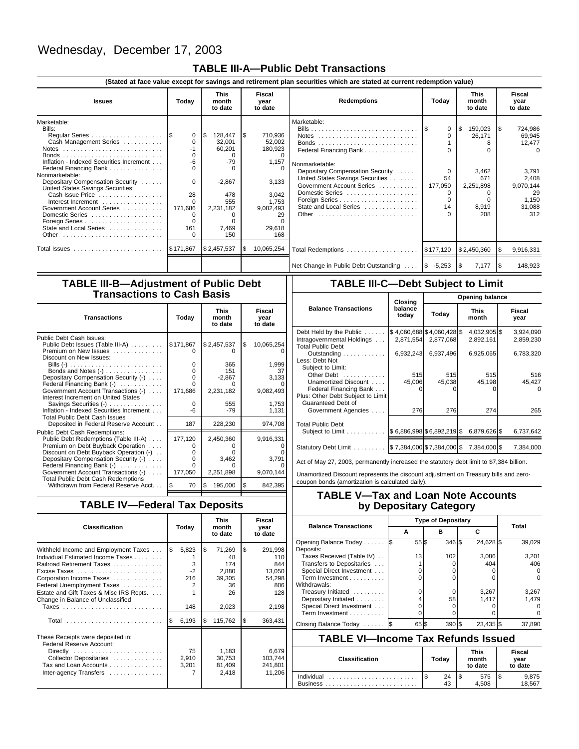Wednesday, December 17, 2003

## TABLE III-A—Public Debt Transactions

(Stated at face value except for savings and retirement plan securities which are stated at current redemption value)

| Issues | Today | This month to date | Fiscal year to date |
|---|---|---|---|
| Marketable: | | | |
| Bills: | | | |
| Regular Series | $ 0 | $ 128,447 | $ 710,936 |
| Cash Management Series | 0 | 32,001 | 52,002 |
| Notes | -1 | 60,201 | 180,923 |
| Bonds | 0 | 0 | 0 |
| Inflation - Indexed Securities Increment | -6 | -79 | 1,157 |
| Federal Financing Bank | 0 | 0 | 0 |
| Nonmarketable: | | | |
| Depositary Compensation Security | 0 | -2,867 | 3,133 |
| United States Savings Securities: | | | |
| Cash Issue Price | 28 | 478 | 3,042 |
| Interest Increment | 0 | 555 | 1,753 |
| Government Account Series | 171,686 | 2,231,182 | 9,082,493 |
| Domestic Series | 0 | 0 | 29 |
| Foreign Series | 0 | 0 | 0 |
| State and Local Series | 161 | 7,469 | 29,618 |
| Other | 0 | 150 | 168 |
| Total Issues | $171,867 | $ 2,457,537 | $ 10,065,254 |

| Redemptions | Today | This month to date | Fiscal year to date |
|---|---|---|---|
| Marketable: | | | |
| Bills | $ 0 | $ 159,023 | $ 724,986 |
| Notes | 0 | 26,171 | 69,945 |
| Bonds | 1 | 8 | 12,477 |
| Federal Financing Bank | 0 | 0 | 0 |
| Nonmarketable: | | | |
| Depositary Compensation Security | 0 | 3,462 | 3,791 |
| United States Savings Securities | 54 | 671 | 2,408 |
| Government Account Series | 177,050 | 2,251,898 | 9,070,144 |
| Domestic Series | 0 | 0 | 29 |
| Foreign Series | 0 | 0 | 1,150 |
| State and Local Series | 14 | 8,919 | 31,088 |
| Other | 0 | 208 | 312 |
| Total Redemptions | $177,120 | $ 2,450,360 | $ 9,916,331 |
| Net Change in Public Debt Outstanding | $ -5,253 | $ 7,177 | $ 148,923 |

## TABLE III-B—Adjustment of Public Debt Transactions to Cash Basis

| Transactions | Today | This month to date | Fiscal year to date |
|---|---|---|---|
| Public Debt Cash Issues: | | | |
| Public Debt Issues (Table III-A) | $171,867 | $ 2,457,537 | $ 10,065,254 |
| Premium on New Issues | 0 | 0 | 0 |
| Discount on New Issues: | | | |
| Bills (-) | 0 | 365 | 1,999 |
| Bonds and Notes (-) | 0 | 151 | 37 |
| Depositary Compensation Security (-) | 0 | -2,867 | 3,133 |
| Federal Financing Bank (-) | 0 | 0 | 0 |
| Government Account Transactions (-) | 171,686 | 2,231,182 | 9,082,493 |
| Interest Increment on United States Savings Securities (-) | 0 | 555 | 1,753 |
| Inflation - Indexed Securities Increment | -6 | -79 | 1,131 |
| Total Public Debt Cash Issues Deposited in Federal Reserve Account | 187 | 228,230 | 974,708 |
| Public Debt Cash Redemptions: | | | |
| Public Debt Redemptions (Table III-A) | 177,120 | 2,450,360 | 9,916,331 |
| Premium on Debt Buyback Operation | 0 | 0 | 0 |
| Discount on Debt Buyback Operation (-) | 0 | 0 | 0 |
| Depositary Compensation Security (-) | 0 | 3,462 | 3,791 |
| Federal Financing Bank (-) | 0 | 0 | 0 |
| Government Account Transactions (-) | 177,050 | 2,251,898 | 9,070,144 |
| Total Public Debt Cash Redemptions Withdrawn from Federal Reserve Acct. | $ 70 | $ 195,000 | $ 842,395 |

## TABLE III-C—Debt Subject to Limit

| Balance Transactions | Closing balance today | Opening balance Today | Opening balance This month | Opening balance Fiscal year |
|---|---|---|---|---|
| Debt Held by the Public | $ 4,060,688 | $ 4,060,428 | $ 4,032,905 | $ 3,924,090 |
| Intragovernmental Holdings | 2,871,554 | 2,877,068 | 2,892,161 | 2,859,230 |
| Total Public Debt Outstanding | 6,932,243 | 6,937,496 | 6,925,065 | 6,783,320 |
| Less: Debt Not Subject to Limit: | | | | |
| Other Debt | 515 | 515 | 515 | 516 |
| Unamortized Discount | 45,006 | 45,038 | 45,198 | 45,427 |
| Federal Financing Bank | 0 | 0 | 0 | 0 |
| Plus: Other Debt Subject to Limit Guaranteed Debt of Government Agencies | 276 | 276 | 274 | 265 |
| Total Public Debt Subject to Limit | $ 6,886,998 | $ 6,892,219 | $ 6,879,626 | $ 6,737,642 |
| Statutory Debt Limit | $ 7,384,000 | $ 7,384,000 | $ 7,384,000 | $ 7,384,000 |

Act of May 27, 2003, permanently increased the statutory debt limit to $7,384 billion.

Unamortized Discount represents the discount adjustment on Treasury bills and zero-coupon bonds (amortization is calculated daily).

## TABLE IV—Federal Tax Deposits

| Classification | Today | This month to date | Fiscal year to date |
|---|---|---|---|
| Withheld Income and Employment Taxes | $ 5,823 | $ 71,269 | $ 291,998 |
| Individual Estimated Income Taxes | 1 | 48 | 110 |
| Railroad Retirement Taxes | 3 | 174 | 844 |
| Excise Taxes | -2 | 2,880 | 13,050 |
| Corporation Income Taxes | 216 | 39,305 | 54,298 |
| Federal Unemployment Taxes | 2 | 36 | 806 |
| Estate and Gift Taxes & Misc IRS Rcpts. | 1 | 26 | 128 |
| Change in Balance of Unclassified Taxes | 148 | 2,023 | 2,198 |
| Total | $ 6,193 | $ 115,762 | $ 363,431 |
| These Receipts were deposited in: | | | |
| Federal Reserve Account: | | | |
| Directly | 75 | 1,183 | 6,679 |
| Collector Depositaries | 2,910 | 30,753 | 103,744 |
| Tax and Loan Accounts | 3,201 | 81,409 | 241,801 |
| Inter-agency Transfers | 7 | 2,418 | 11,206 |

## TABLE V—Tax and Loan Note Accounts by Depositary Category

| Balance Transactions | Type of Depositary A | B | C | Total |
|---|---|---|---|---|
| Opening Balance Today | $ 55 | $ 346 | $ 24,628 | $ 39,029 |
| Deposits: | | | | |
| Taxes Received (Table IV) | 13 | 102 | 3,086 | 3,201 |
| Transfers to Depositaries | 1 | 0 | 404 | 406 |
| Special Direct Investment | 0 | 0 | 0 | 0 |
| Term Investment | 0 | 0 | 0 | 0 |
| Withdrawals: | | | | |
| Treasury Initiated | 0 | 0 | 3,267 | 3,267 |
| Depositary Initiated | 4 | 58 | 1,417 | 1,479 |
| Special Direct Investment | 0 | 0 | 0 | 0 |
| Term Investment | 0 | 0 | 0 | 0 |
| Closing Balance Today | $ 65 | $ 390 | $ 23,435 | $ 37,890 |

## TABLE VI—Income Tax Refunds Issued

| Classification | Today | This month to date | Fiscal year to date |
|---|---|---|---|
| Individual | $ 24 | $ 575 | $ 9,875 |
| Business | 43 | 4,508 | 18,567 |